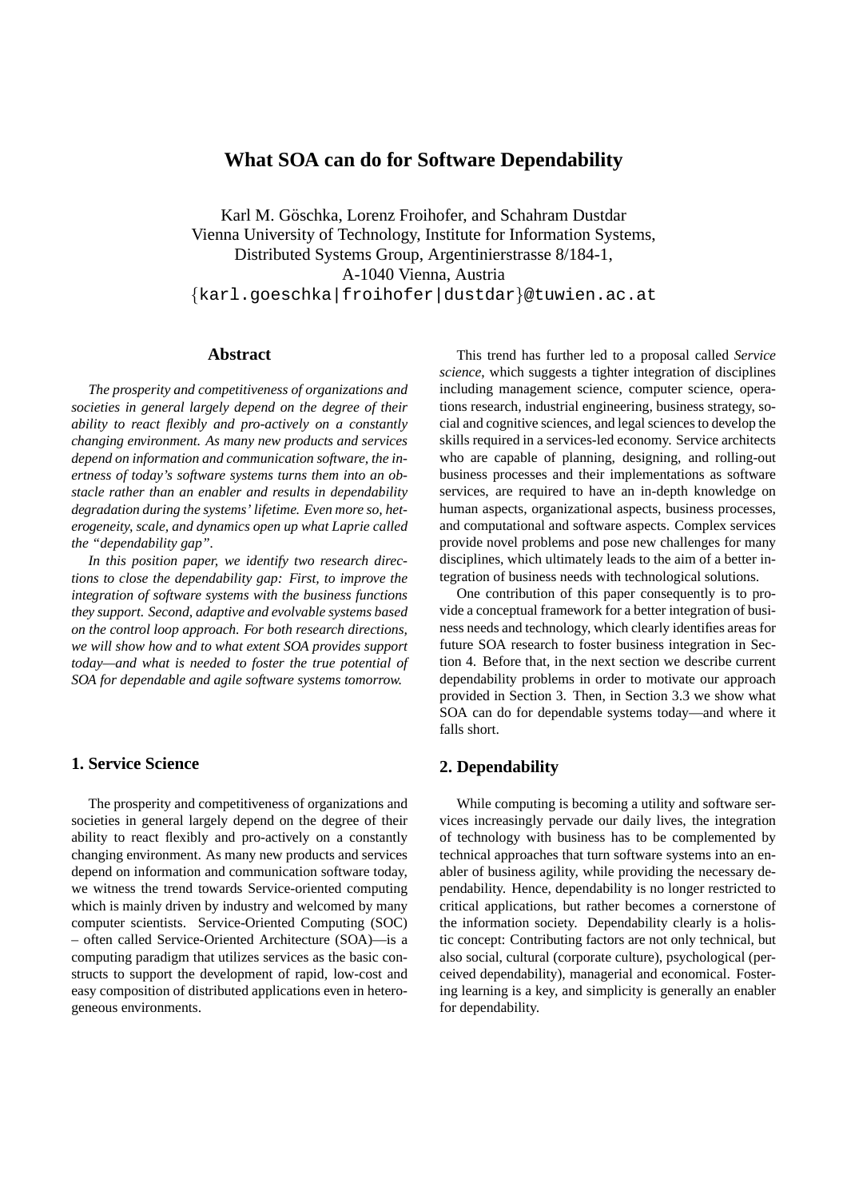# What SOA can do for Software Dependability

Karl M. Göschka, Lorenz Froihofer, and Schahram Dustdar
Vienna University of Technology, Institute for Information Systems,
Distributed Systems Group, Argentinierstrasse 8/184-1,
A-1040 Vienna, Austria
{karl.goeschka|froihofer|dustdar}@tuwien.ac.at

## Abstract

*The prosperity and competitiveness of organizations and societies in general largely depend on the degree of their ability to react flexibly and pro-actively on a constantly changing environment. As many new products and services depend on information and communication software, the inertness of today's software systems turns them into an obstacle rather than an enabler and results in dependability degradation during the systems' lifetime. Even more so, heterogeneity, scale, and dynamics open up what Laprie called the "dependability gap".*

*In this position paper, we identify two research directions to close the dependability gap: First, to improve the integration of software systems with the business functions they support. Second, adaptive and evolvable systems based on the control loop approach. For both research directions, we will show how and to what extent SOA provides support today—and what is needed to foster the true potential of SOA for dependable and agile software systems tomorrow.*

## 1. Service Science

The prosperity and competitiveness of organizations and societies in general largely depend on the degree of their ability to react flexibly and pro-actively on a constantly changing environment. As many new products and services depend on information and communication software today, we witness the trend towards Service-oriented computing which is mainly driven by industry and welcomed by many computer scientists. Service-Oriented Computing (SOC) – often called Service-Oriented Architecture (SOA)—is a computing paradigm that utilizes services as the basic constructs to support the development of rapid, low-cost and easy composition of distributed applications even in heterogeneous environments.

This trend has further led to a proposal called *Service science*, which suggests a tighter integration of disciplines including management science, computer science, operations research, industrial engineering, business strategy, social and cognitive sciences, and legal sciences to develop the skills required in a services-led economy. Service architects who are capable of planning, designing, and rolling-out business processes and their implementations as software services, are required to have an in-depth knowledge on human aspects, organizational aspects, business processes, and computational and software aspects. Complex services provide novel problems and pose new challenges for many disciplines, which ultimately leads to the aim of a better integration of business needs with technological solutions.

One contribution of this paper consequently is to provide a conceptual framework for a better integration of business needs and technology, which clearly identifies areas for future SOA research to foster business integration in Section 4. Before that, in the next section we describe current dependability problems in order to motivate our approach provided in Section 3. Then, in Section 3.3 we show what SOA can do for dependable systems today—and where it falls short.

## 2. Dependability

While computing is becoming a utility and software services increasingly pervade our daily lives, the integration of technology with business has to be complemented by technical approaches that turn software systems into an enabler of business agility, while providing the necessary dependability. Hence, dependability is no longer restricted to critical applications, but rather becomes a cornerstone of the information society. Dependability clearly is a holistic concept: Contributing factors are not only technical, but also social, cultural (corporate culture), psychological (perceived dependability), managerial and economical. Fostering learning is a key, and simplicity is generally an enabler for dependability.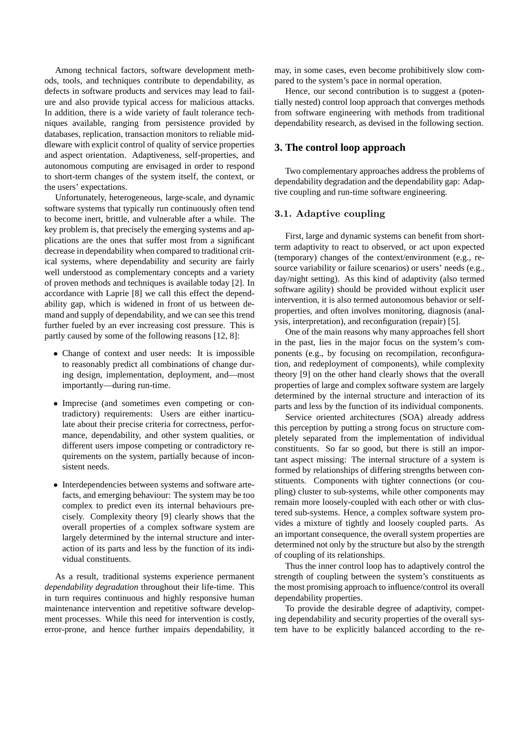Among technical factors, software development methods, tools, and techniques contribute to dependability, as defects in software products and services may lead to failure and also provide typical access for malicious attacks. In addition, there is a wide variety of fault tolerance techniques available, ranging from persistence provided by databases, replication, transaction monitors to reliable middleware with explicit control of quality of service properties and aspect orientation. Adaptiveness, self-properties, and autonomous computing are envisaged in order to respond to short-term changes of the system itself, the context, or the users' expectations.

Unfortunately, heterogeneous, large-scale, and dynamic software systems that typically run continuously often tend to become inert, brittle, and vulnerable after a while. The key problem is, that precisely the emerging systems and applications are the ones that suffer most from a significant decrease in dependability when compared to traditional critical systems, where dependability and security are fairly well understood as complementary concepts and a variety of proven methods and techniques is available today [2]. In accordance with Laprie [8] we call this effect the dependability gap, which is widened in front of us between demand and supply of dependability, and we can see this trend further fueled by an ever increasing cost pressure. This is partly caused by some of the following reasons [12, 8]:

- Change of context and user needs: It is impossible to reasonably predict all combinations of change during design, implementation, deployment, and—most importantly—during run-time.
- Imprecise (and sometimes even competing or contradictory) requirements: Users are either inarticulate about their precise criteria for correctness, performance, dependability, and other system qualities, or different users impose competing or contradictory requirements on the system, partially because of inconsistent needs.
- Interdependencies between systems and software artefacts, and emerging behaviour: The system may be too complex to predict even its internal behaviours precisely. Complexity theory [9] clearly shows that the overall properties of a complex software system are largely determined by the internal structure and interaction of its parts and less by the function of its individual constituents.

As a result, traditional systems experience permanent *dependability degradation* throughout their life-time. This in turn requires continuous and highly responsive human maintenance intervention and repetitive software development processes. While this need for intervention is costly, error-prone, and hence further impairs dependability, it may, in some cases, even become prohibitively slow compared to the system's pace in normal operation.

Hence, our second contribution is to suggest a (potentially nested) control loop approach that converges methods from software engineering with methods from traditional dependability research, as devised in the following section.

## 3. The control loop approach

Two complementary approaches address the problems of dependability degradation and the dependability gap: Adaptive coupling and run-time software engineering.

### 3.1. Adaptive coupling

First, large and dynamic systems can benefit from short-term adaptivity to react to observed, or act upon expected (temporary) changes of the context/environment (e.g., resource variability or failure scenarios) or users' needs (e.g., day/night setting). As this kind of adaptivity (also termed software agility) should be provided without explicit user intervention, it is also termed autonomous behavior or self-properties, and often involves monitoring, diagnosis (analysis, interpretation), and reconfiguration (repair) [5].

One of the main reasons why many approaches fell short in the past, lies in the major focus on the system's components (e.g., by focusing on recompilation, reconfiguration, and redeployment of components), while complexity theory [9] on the other hand clearly shows that the overall properties of large and complex software system are largely determined by the internal structure and interaction of its parts and less by the function of its individual components.

Service oriented architectures (SOA) already address this perception by putting a strong focus on structure completely separated from the implementation of individual constituents. So far so good, but there is still an important aspect missing: The internal structure of a system is formed by relationships of differing strengths between constituents. Components with tighter connections (or coupling) cluster to sub-systems, while other components may remain more loosely-coupled with each other or with clustered sub-systems. Hence, a complex software system provides a mixture of tightly and loosely coupled parts. As an important consequence, the overall system properties are determined not only by the structure but also by the strength of coupling of its relationships.

Thus the inner control loop has to adaptively control the strength of coupling between the system's constituents as the most promising approach to influence/control its overall dependability properties.

To provide the desirable degree of adaptivity, competing dependability and security properties of the overall system have to be explicitly balanced according to the re-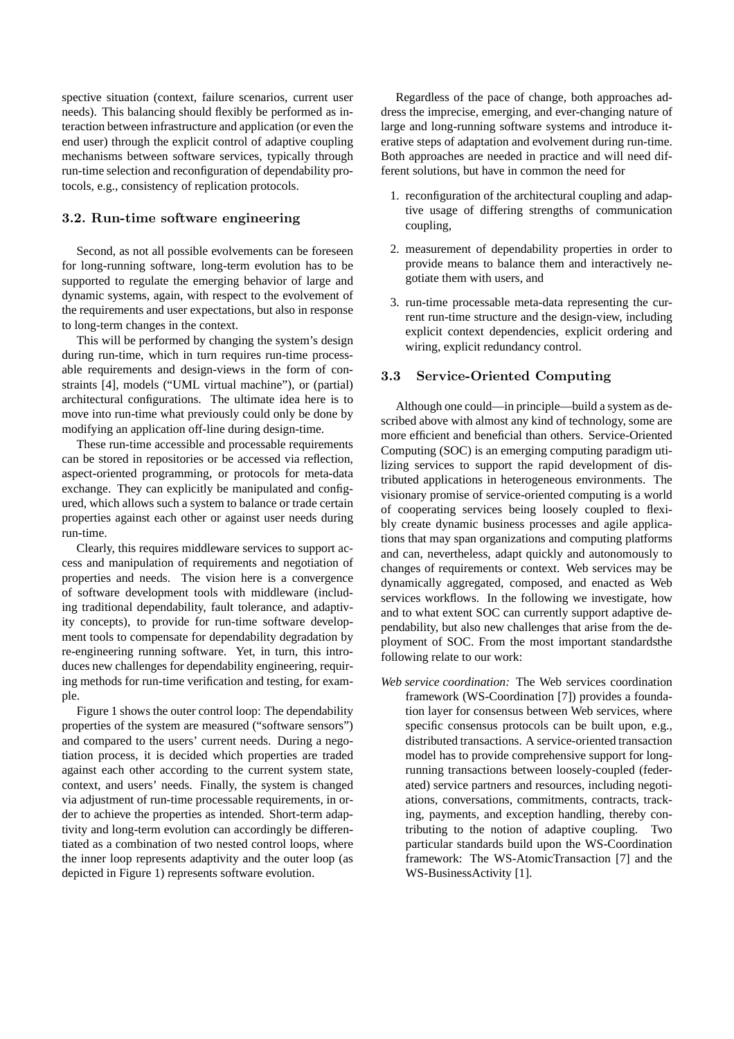spective situation (context, failure scenarios, current user needs). This balancing should flexibly be performed as interaction between infrastructure and application (or even the end user) through the explicit control of adaptive coupling mechanisms between software services, typically through run-time selection and reconfiguration of dependability protocols, e.g., consistency of replication protocols.

### 3.2. Run-time software engineering

Second, as not all possible evolvements can be foreseen for long-running software, long-term evolution has to be supported to regulate the emerging behavior of large and dynamic systems, again, with respect to the evolvement of the requirements and user expectations, but also in response to long-term changes in the context.

This will be performed by changing the system's design during run-time, which in turn requires run-time processable requirements and design-views in the form of constraints [4], models ("UML virtual machine"), or (partial) architectural configurations. The ultimate idea here is to move into run-time what previously could only be done by modifying an application off-line during design-time.

These run-time accessible and processable requirements can be stored in repositories or be accessed via reflection, aspect-oriented programming, or protocols for meta-data exchange. They can explicitly be manipulated and configured, which allows such a system to balance or trade certain properties against each other or against user needs during run-time.

Clearly, this requires middleware services to support access and manipulation of requirements and negotiation of properties and needs. The vision here is a convergence of software development tools with middleware (including traditional dependability, fault tolerance, and adaptivity concepts), to provide for run-time software development tools to compensate for dependability degradation by re-engineering running software. Yet, in turn, this introduces new challenges for dependability engineering, requiring methods for run-time verification and testing, for example.

Figure 1 shows the outer control loop: The dependability properties of the system are measured ("software sensors") and compared to the users' current needs. During a negotiation process, it is decided which properties are traded against each other according to the current system state, context, and users' needs. Finally, the system is changed via adjustment of run-time processable requirements, in order to achieve the properties as intended. Short-term adaptivity and long-term evolution can accordingly be differentiated as a combination of two nested control loops, where the inner loop represents adaptivity and the outer loop (as depicted in Figure 1) represents software evolution.

Regardless of the pace of change, both approaches address the imprecise, emerging, and ever-changing nature of large and long-running software systems and introduce iterative steps of adaptation and evolvement during run-time. Both approaches are needed in practice and will need different solutions, but have in common the need for

1. reconfiguration of the architectural coupling and adaptive usage of differing strengths of communication coupling,
2. measurement of dependability properties in order to provide means to balance them and interactively negotiate them with users, and
3. run-time processable meta-data representing the current run-time structure and the design-view, including explicit context dependencies, explicit ordering and wiring, explicit redundancy control.

### 3.3 Service-Oriented Computing

Although one could—in principle—build a system as described above with almost any kind of technology, some are more efficient and beneficial than others. Service-Oriented Computing (SOC) is an emerging computing paradigm utilizing services to support the rapid development of distributed applications in heterogeneous environments. The visionary promise of service-oriented computing is a world of cooperating services being loosely coupled to flexibly create dynamic business processes and agile applications that may span organizations and computing platforms and can, nevertheless, adapt quickly and autonomously to changes of requirements or context. Web services may be dynamically aggregated, composed, and enacted as Web services workflows. In the following we investigate, how and to what extent SOC can currently support adaptive dependability, but also new challenges that arise from the deployment of SOC. From the most important standardsthe following relate to our work:

*Web service coordination:* The Web services coordination framework (WS-Coordination [7]) provides a foundation layer for consensus between Web services, where specific consensus protocols can be built upon, e.g., distributed transactions. A service-oriented transaction model has to provide comprehensive support for long-running transactions between loosely-coupled (federated) service partners and resources, including negotiations, conversations, commitments, contracts, tracking, payments, and exception handling, thereby contributing to the notion of adaptive coupling. Two particular standards build upon the WS-Coordination framework: The WS-AtomicTransaction [7] and the WS-BusinessActivity [1].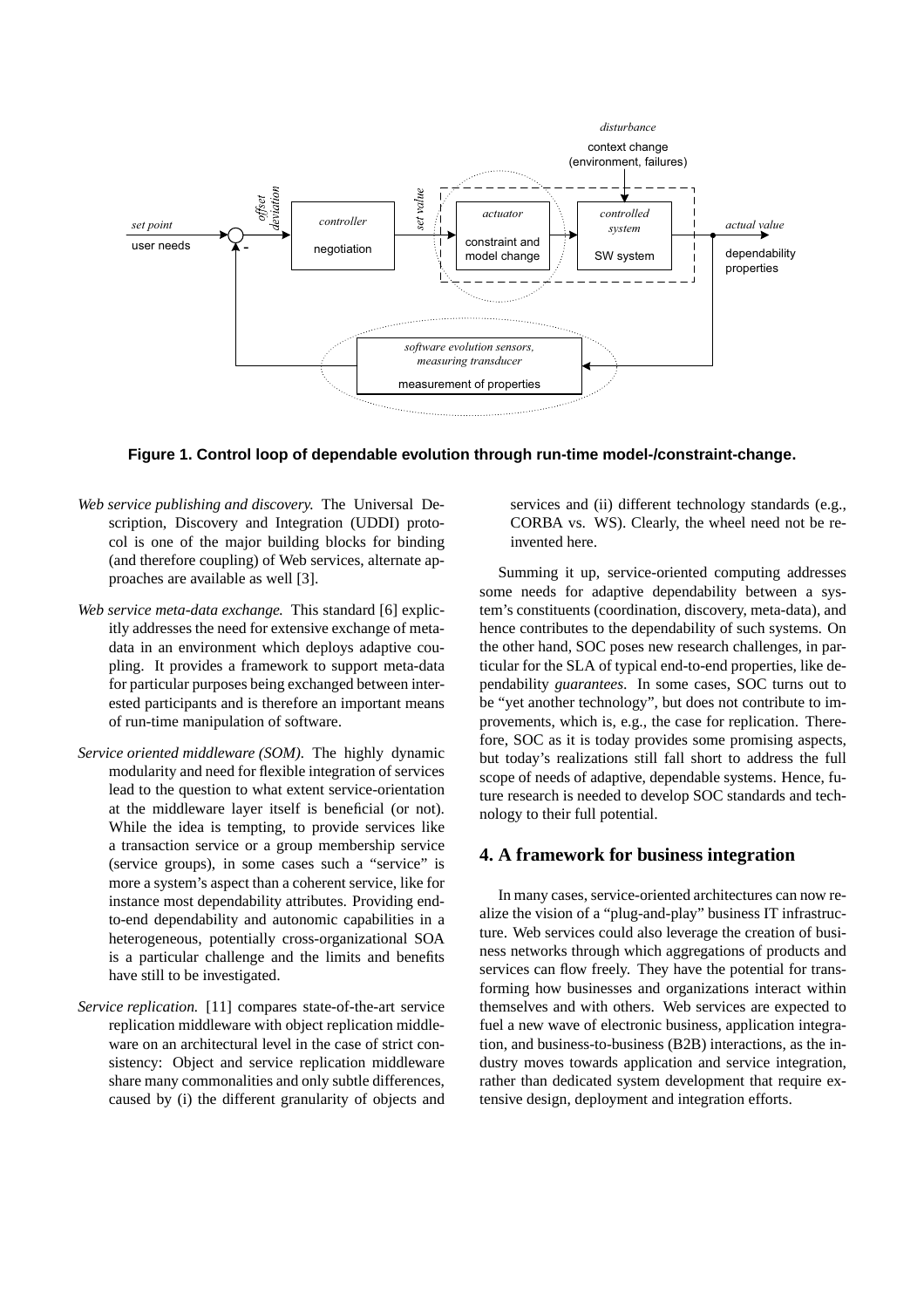**Figure 1. Control loop of dependable evolution through run-time model-/constraint-change.**

*Web service publishing and discovery.* The Universal Description, Discovery and Integration (UDDI) protocol is one of the major building blocks for binding (and therefore coupling) of Web services, alternate approaches are available as well [3].

*Web service meta-data exchange.* This standard [6] explicitly addresses the need for extensive exchange of meta-data in an environment which deploys adaptive coupling. It provides a framework to support meta-data for particular purposes being exchanged between interested participants and is therefore an important means of run-time manipulation of software.

*Service oriented middleware (SOM).* The highly dynamic modularity and need for flexible integration of services lead to the question to what extent service-orientation at the middleware layer itself is beneficial (or not). While the idea is tempting, to provide services like a transaction service or a group membership service (service groups), in some cases such a "service" is more a system's aspect than a coherent service, like for instance most dependability attributes. Providing end-to-end dependability and autonomic capabilities in a heterogeneous, potentially cross-organizational SOA is a particular challenge and the limits and benefits have still to be investigated.

*Service replication.* [11] compares state-of-the-art service replication middleware with object replication middleware on an architectural level in the case of strict consistency: Object and service replication middleware share many commonalities and only subtle differences, caused by (i) the different granularity of objects and services and (ii) different technology standards (e.g., CORBA vs. WS). Clearly, the wheel need not be re-invented here.

Summing it up, service-oriented computing addresses some needs for adaptive dependability between a system's constituents (coordination, discovery, meta-data), and hence contributes to the dependability of such systems. On the other hand, SOC poses new research challenges, in particular for the SLA of typical end-to-end properties, like dependability *guarantees*. In some cases, SOC turns out to be "yet another technology", but does not contribute to improvements, which is, e.g., the case for replication. Therefore, SOC as it is today provides some promising aspects, but today's realizations still fall short to address the full scope of needs of adaptive, dependable systems. Hence, future research is needed to develop SOC standards and technology to their full potential.

## 4. A framework for business integration

In many cases, service-oriented architectures can now realize the vision of a "plug-and-play" business IT infrastructure. Web services could also leverage the creation of business networks through which aggregations of products and services can flow freely. They have the potential for transforming how businesses and organizations interact within themselves and with others. Web services are expected to fuel a new wave of electronic business, application integration, and business-to-business (B2B) interactions, as the industry moves towards application and service integration, rather than dedicated system development that require extensive design, deployment and integration efforts.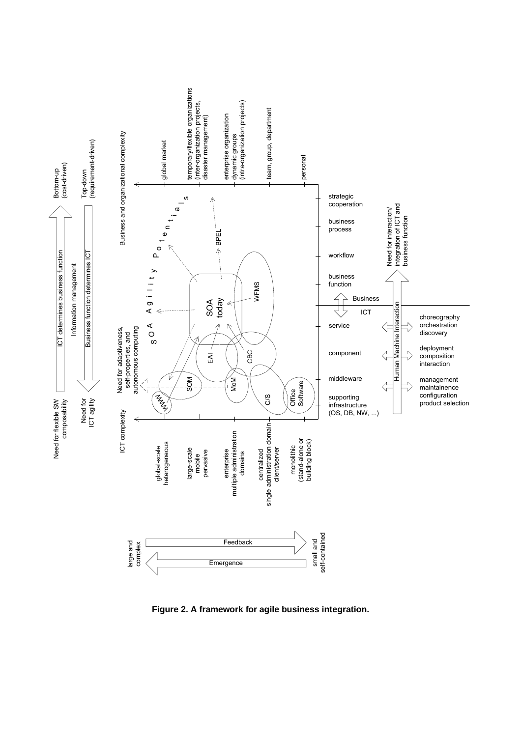**Figure 2. A framework for agile business integration.**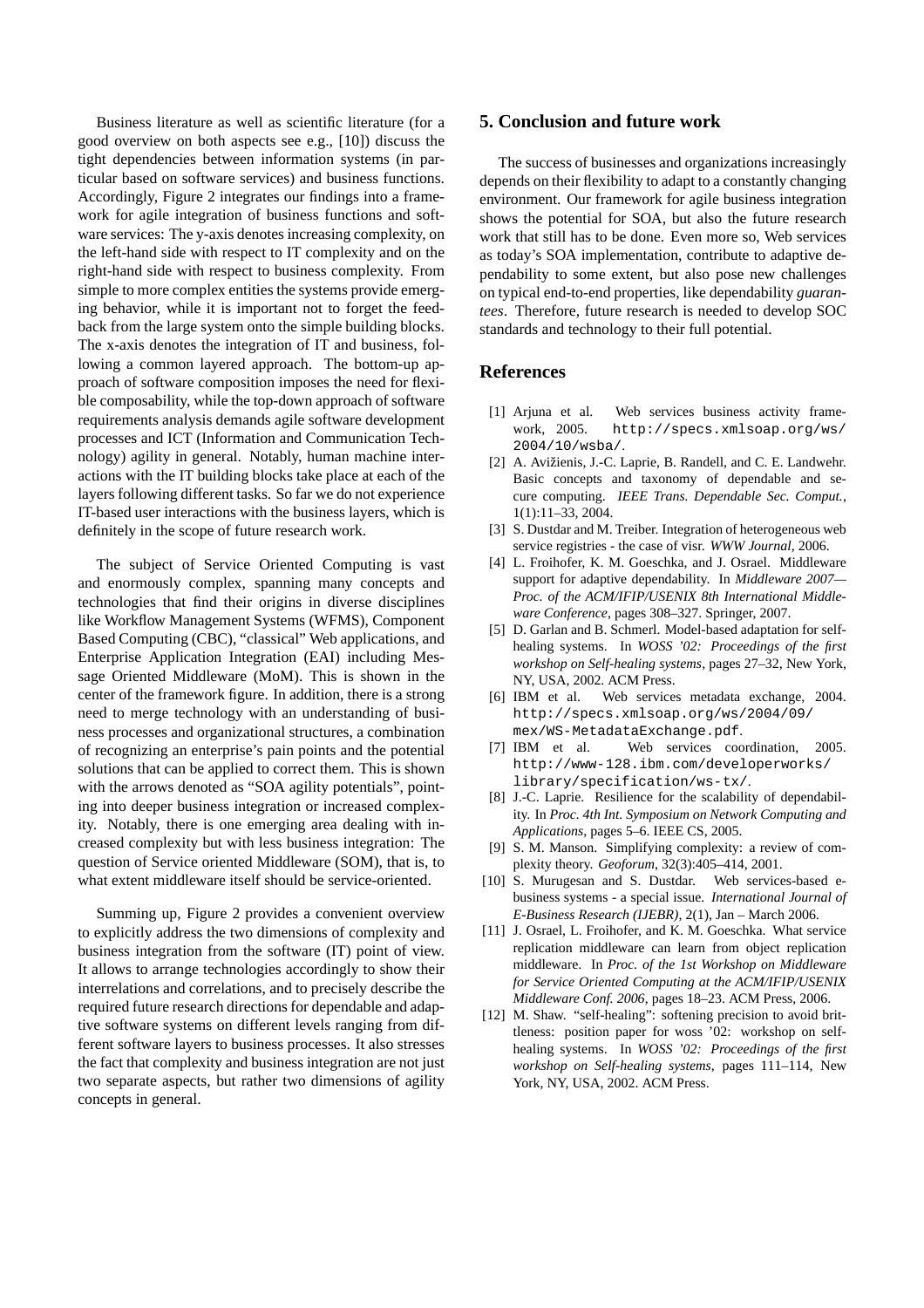Business literature as well as scientific literature (for a good overview on both aspects see e.g., [10]) discuss the tight dependencies between information systems (in particular based on software services) and business functions. Accordingly, Figure 2 integrates our findings into a framework for agile integration of business functions and software services: The y-axis denotes increasing complexity, on the left-hand side with respect to IT complexity and on the right-hand side with respect to business complexity. From simple to more complex entities the systems provide emerging behavior, while it is important not to forget the feedback from the large system onto the simple building blocks. The x-axis denotes the integration of IT and business, following a common layered approach. The bottom-up approach of software composition imposes the need for flexible composability, while the top-down approach of software requirements analysis demands agile software development processes and ICT (Information and Communication Technology) agility in general. Notably, human machine interactions with the IT building blocks take place at each of the layers following different tasks. So far we do not experience IT-based user interactions with the business layers, which is definitely in the scope of future research work.

The subject of Service Oriented Computing is vast and enormously complex, spanning many concepts and technologies that find their origins in diverse disciplines like Workflow Management Systems (WFMS), Component Based Computing (CBC), "classical" Web applications, and Enterprise Application Integration (EAI) including Message Oriented Middleware (MoM). This is shown in the center of the framework figure. In addition, there is a strong need to merge technology with an understanding of business processes and organizational structures, a combination of recognizing an enterprise's pain points and the potential solutions that can be applied to correct them. This is shown with the arrows denoted as "SOA agility potentials", pointing into deeper business integration or increased complexity. Notably, there is one emerging area dealing with increased complexity but with less business integration: The question of Service oriented Middleware (SOM), that is, to what extent middleware itself should be service-oriented.

Summing up, Figure 2 provides a convenient overview to explicitly address the two dimensions of complexity and business integration from the software (IT) point of view. It allows to arrange technologies accordingly to show their interrelations and correlations, and to precisely describe the required future research directions for dependable and adaptive software systems on different levels ranging from different software layers to business processes. It also stresses the fact that complexity and business integration are not just two separate aspects, but rather two dimensions of agility concepts in general.

## 5. Conclusion and future work

The success of businesses and organizations increasingly depends on their flexibility to adapt to a constantly changing environment. Our framework for agile business integration shows the potential for SOA, but also the future research work that still has to be done. Even more so, Web services as today's SOA implementation, contribute to adaptive dependability to some extent, but also pose new challenges on typical end-to-end properties, like dependability *guarantees*. Therefore, future research is needed to develop SOC standards and technology to their full potential.

## References

[1] Arjuna et al. Web services business activity framework, 2005. http://specs.xmlsoap.org/ws/2004/10/wsba/.

[2] A. Avižienis, J.-C. Laprie, B. Randell, and C. E. Landwehr. Basic concepts and taxonomy of dependable and secure computing. *IEEE Trans. Dependable Sec. Comput.*, 1(1):11–33, 2004.

[3] S. Dustdar and M. Treiber. Integration of heterogeneous web service registries - the case of visr. *WWW Journal*, 2006.

[4] L. Froihofer, K. M. Goeschka, and J. Osrael. Middleware support for adaptive dependability. In *Middleware 2007— Proc. of the ACM/IFIP/USENIX 8th International Middleware Conference*, pages 308–327. Springer, 2007.

[5] D. Garlan and B. Schmerl. Model-based adaptation for self-healing systems. In *WOSS '02: Proceedings of the first workshop on Self-healing systems*, pages 27–32, New York, NY, USA, 2002. ACM Press.

[6] IBM et al. Web services metadata exchange, 2004. http://specs.xmlsoap.org/ws/2004/09/mex/WS-MetadataExchange.pdf.

[7] IBM et al. Web services coordination, 2005. http://www-128.ibm.com/developerworks/library/specification/ws-tx/.

[8] J.-C. Laprie. Resilience for the scalability of dependability. In *Proc. 4th Int. Symposium on Network Computing and Applications*, pages 5–6. IEEE CS, 2005.

[9] S. M. Manson. Simplifying complexity: a review of complexity theory. *Geoforum*, 32(3):405–414, 2001.

[10] S. Murugesan and S. Dustdar. Web services-based e-business systems - a special issue. *International Journal of E-Business Research (IJEBR)*, 2(1), Jan – March 2006.

[11] J. Osrael, L. Froihofer, and K. M. Goeschka. What service replication middleware can learn from object replication middleware. In *Proc. of the 1st Workshop on Middleware for Service Oriented Computing at the ACM/IFIP/USENIX Middleware Conf. 2006*, pages 18–23. ACM Press, 2006.

[12] M. Shaw. "self-healing": softening precision to avoid brittleness: position paper for woss '02: workshop on self-healing systems. In *WOSS '02: Proceedings of the first workshop on Self-healing systems*, pages 111–114, New York, NY, USA, 2002. ACM Press.